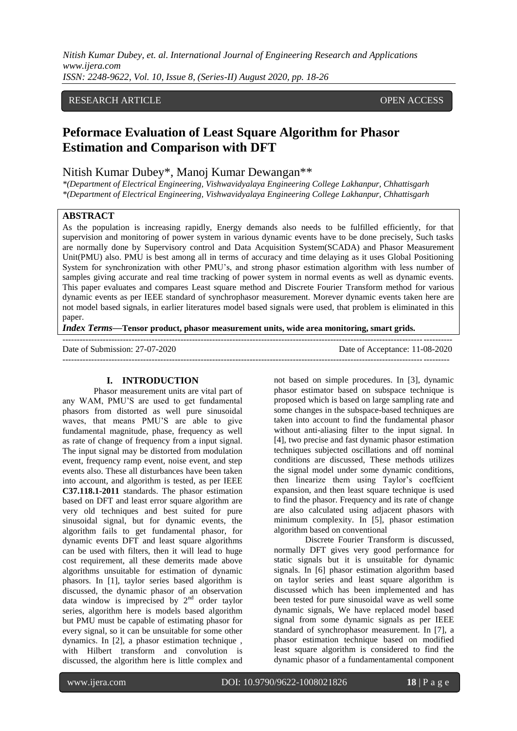RESEARCH ARTICLE OPEN ACCESS

# Peformace Evaluation of Least Square Algorithm for Phasor Estimation and Comparison with DFT

Nitish Kumar Dubey*, Manoj Kumar Dewangan**

*(Department of Electrical Engineering, Vishwavidyalaya Engineering College Lakhanpur, Chhattisgarh
*(Department of Electrical Engineering, Vishwavidyalaya Engineering College Lakhanpur, Chhattisgarh

## ABSTRACT

As the population is increasing rapidly, Energy demands also needs to be fulfilled efficiently, for that supervision and monitoring of power system in various dynamic events have to be done precisely, Such tasks are normally done by Supervisory control and Data Acquisition System(SCADA) and Phasor Measurement Unit(PMU) also. PMU is best among all in terms of accuracy and time delaying as it uses Global Positioning System for synchronization with other PMU's, and strong phasor estimation algorithm with less number of samples giving accurate and real time tracking of power system in normal events as well as dynamic events. This paper evaluates and compares Least square method and Discrete Fourier Transform method for various dynamic events as per IEEE standard of synchrophasor measurement. Morever dynamic events taken here are not model based signals, in earlier literatures model based signals were used, that problem is eliminated in this paper.

***Index Terms*—Tensor product, phasor measurement units, wide area monitoring, smart grids.**

Date of Submission: 27-07-2020 Date of Acceptance: 11-08-2020

## I. INTRODUCTION

Phasor measurement units are vital part of any WAM, PMU'S are used to get fundamental phasors from distorted as well pure sinusoidal waves, that means PMU'S are able to give fundamental magnitude, phase, frequency as well as rate of change of frequency from a input signal. The input signal may be distorted from modulation event, frequency ramp event, noise event, and step events also. These all disturbances have been taken into account, and algorithm is tested, as per IEEE **C37.118.1-2011** standards. The phasor estimation based on DFT and least error square algorithm are very old techniques and best suited for pure sinusoidal signal, but for dynamic events, the algorithm fails to get fundamental phasor, for dynamic events DFT and least square algorithms can be used with filters, then it will lead to huge cost requirement, all these demerits made above algorithms unsuitable for estimation of dynamic phasors. In [1], taylor series based algorithm is discussed, the dynamic phasor of an observation data window is imprecised by $2^{nd}$ order taylor series, algorithm here is models based algorithm but PMU must be capable of estimating phasor for every signal, so it can be unsuitable for some other dynamics. In [2], a phasor estimation technique , with Hilbert transform and convolution is discussed, the algorithm here is little complex and not based on simple procedures. In [3], dynamic phasor estimator based on subspace technique is proposed which is based on large sampling rate and some changes in the subspace-based techniques are taken into account to find the fundamental phasor without anti-aliasing filter to the input signal. In [4], two precise and fast dynamic phasor estimation techniques subjected oscillations and off nominal conditions are discussed, These methods utilizes the signal model under some dynamic conditions, then linearize them using Taylor's coeffcient expansion, and then least square technique is used to find the phasor. Frequency and its rate of change are also calculated using adjacent phasors with minimum complexity. In [5], phasor estimation algorithm based on conventional

Discrete Fourier Transform is discussed, normally DFT gives very good performance for static signals but it is unsuitable for dynamic signals. In [6] phasor estimation algorithm based on taylor series and least square algorithm is discussed which has been implemented and has been tested for pure sinusoidal wave as well some dynamic signals, We have replaced model based signal from some dynamic signals as per IEEE standard of synchrophasor measurement. In [7], a phasor estimation technique based on modified least square algorithm is considered to find the dynamic phasor of a fundamentamental component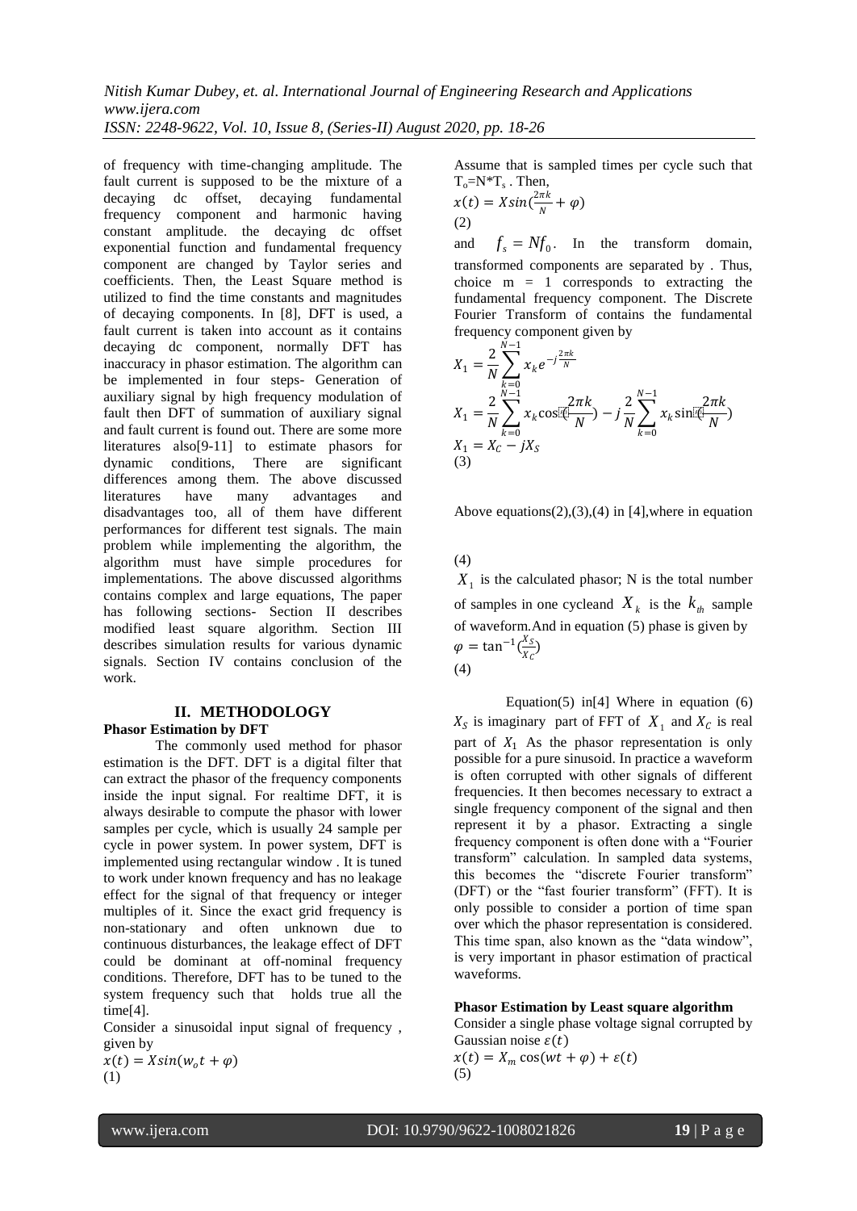of frequency with time-changing amplitude. The fault current is supposed to be the mixture of a decaying dc offset, decaying fundamental frequency component and harmonic having constant amplitude. the decaying dc offset exponential function and fundamental frequency component are changed by Taylor series and coefficients. Then, the Least Square method is utilized to find the time constants and magnitudes of decaying components. In [8], DFT is used, a fault current is taken into account as it contains decaying dc component, normally DFT has inaccuracy in phasor estimation. The algorithm can be implemented in four steps- Generation of auxiliary signal by high frequency modulation of fault then DFT of summation of auxiliary signal and fault current is found out. There are some more literatures also[9-11] to estimate phasors for dynamic conditions, There are significant differences among them. The above discussed literatures have many advantages and disadvantages too, all of them have different performances for different test signals. The main problem while implementing the algorithm, the algorithm must have simple procedures for implementations. The above discussed algorithms contains complex and large equations, The paper has following sections- Section II describes modified least square algorithm. Section III describes simulation results for various dynamic signals. Section IV contains conclusion of the work.

## II. METHODOLOGY

**Phasor Estimation by DFT**

The commonly used method for phasor estimation is the DFT. DFT is a digital filter that can extract the phasor of the frequency components inside the input signal. For realtime DFT, it is always desirable to compute the phasor with lower samples per cycle, which is usually 24 sample per cycle in power system. In power system, DFT is implemented using rectangular window . It is tuned to work under known frequency and has no leakage effect for the signal of that frequency or integer multiples of it. Since the exact grid frequency is non-stationary and often unknown due to continuous disturbances, the leakage effect of DFT could be dominant at off-nominal frequency conditions. Therefore, DFT has to be tuned to the system frequency such that holds true all the time[4].

Consider a sinusoidal input signal of frequency , given by

$$x(t) = Xsin(w_o t + \varphi)$$
(1)

Assume that is sampled times per cycle such that $T_o=N*T_s$ . Then,

$$x(t) = Xsin(\frac{2\pi k}{N} + \varphi)$$
(2)

and $f_s = Nf_0$. In the transform domain, transformed components are separated by . Thus, choice m = 1 corresponds to extracting the fundamental frequency component. The Discrete Fourier Transform of contains the fundamental frequency component given by

$$X_1 = \frac{2}{N}\sum_{k=0}^{N-1} x_k e^{-j\frac{2\pi k}{N}}$$

$$X_1 = \frac{2}{N}\sum_{k=0}^{N-1} x_k \cos(\frac{2\pi k}{N}) - j\frac{2}{N}\sum_{k=0}^{N-1} x_k \sin(\frac{2\pi k}{N})$$

$$X_1 = X_C - jX_S$$
(3)

Above equations(2),(3),(4) in [4],where in equation

(4)

$X_1$ is the calculated phasor; N is the total number of samples in one cycleand $X_k$ is the $k_{th}$ sample of waveform.And in equation (5) phase is given by

$$\varphi = \tan^{-1}(\frac{X_S}{X_C})$$
(4)

Equation(5) in[4] Where in equation (6) $X_S$ is imaginary part of FFT of $X_1$ and $X_C$ is real part of $X_1$ As the phasor representation is only possible for a pure sinusoid. In practice a waveform is often corrupted with other signals of different frequencies. It then becomes necessary to extract a single frequency component of the signal and then represent it by a phasor. Extracting a single frequency component is often done with a "Fourier transform" calculation. In sampled data systems, this becomes the "discrete Fourier transform" (DFT) or the "fast fourier transform" (FFT). It is only possible to consider a portion of time span over which the phasor representation is considered. This time span, also known as the "data window", is very important in phasor estimation of practical waveforms.

**Phasor Estimation by Least square algorithm**

Consider a single phase voltage signal corrupted by Gaussian noise $\varepsilon(t)$

$$x(t) = X_m \cos(wt + \varphi) + \varepsilon(t)$$
(5)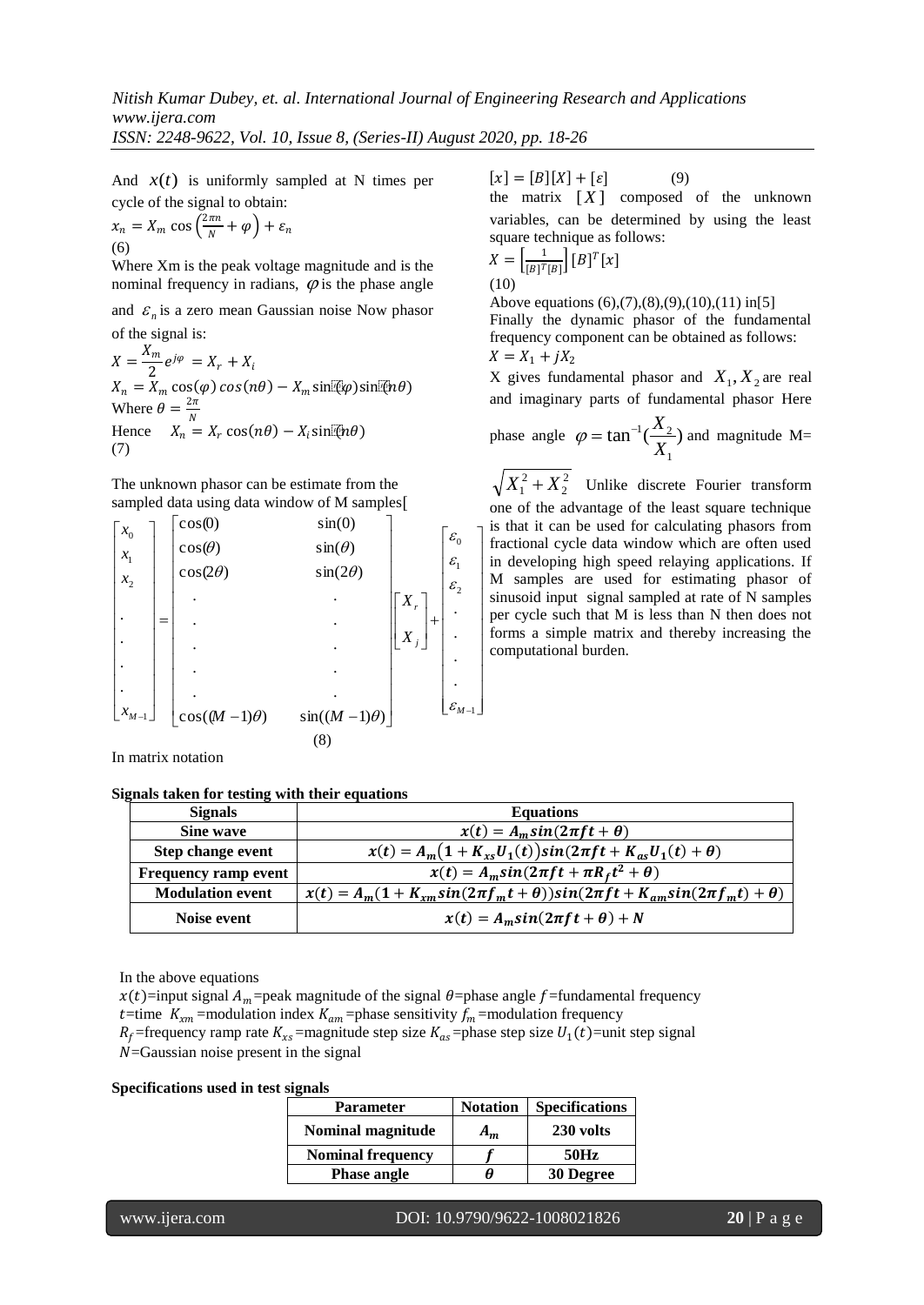And $x(t)$ is uniformly sampled at N times per cycle of the signal to obtain:

$$x_n = X_m \cos\left(\frac{2\pi n}{N} + \varphi\right) + \varepsilon_n$$
(6)

Where Xm is the peak voltage magnitude and is the nominal frequency in radians, $\varphi$ is the phase angle and $\varepsilon_n$ is a zero mean Gaussian noise Now phasor of the signal is:

$$X = \frac{X_m}{2} e^{j\varphi} = X_r + X_i$$

$$X_n = X_m \cos(\varphi) \cos(n\theta) - X_m \sin(\varphi) \sin(n\theta)$$

Where $\theta = \frac{2\pi}{N}$

Hence $X_n = X_r \cos(n\theta) - X_i \sin(n\theta)$
(7)

The unknown phasor can be estimate from the sampled data using data window of M samples[

$$\begin{bmatrix} x_0 \\ x_1 \\ x_2 \\ \cdot \\ \cdot \\ \cdot \\ \cdot \\ x_{M-1} \end{bmatrix} = \begin{bmatrix} \cos(0) & \sin(0) \\ \cos(\theta) & \sin(\theta) \\ \cos(2\theta) & \sin(2\theta) \\ \cdot & \cdot \\ \cdot & \cdot \\ \cdot & \cdot \\ \cdot & \cdot \\ \cos((M-1)\theta) & \sin((M-1)\theta) \end{bmatrix} \begin{bmatrix} X_r \\ X_j \end{bmatrix} + \begin{bmatrix} \varepsilon_0 \\ \varepsilon_1 \\ \varepsilon_2 \\ \cdot \\ \cdot \\ \cdot \\ \cdot \\ \varepsilon_{M-1} \end{bmatrix}$$
(8)

In matrix notation

$$[x] = [B][X] + [\varepsilon] \qquad (9)$$

the matrix $[X]$ composed of the unknown variables, can be determined by using the least square technique as follows:

$$X = \left[\frac{1}{[B]^T[B]}\right] [B]^T [x]$$
(10)

Above equations (6),(7),(8),(9),(10),(11) in[5]

Finally the dynamic phasor of the fundamental frequency component can be obtained as follows:

$$X = X_1 + jX_2$$

X gives fundamental phasor and $X_1, X_2$ are real and imaginary parts of fundamental phasor Here phase angle $\varphi = \tan^{-1}(\frac{X_2}{X_1})$ and magnitude M= $\sqrt{X_1^2 + X_2^2}$ Unlike discrete Fourier transform one of the advantage of the least square technique is that it can be used for calculating phasors from fractional cycle data window which are often used in developing high speed relaying applications. If M samples are used for estimating phasor of sinusoid input signal sampled at rate of N samples per cycle such that M is less than N then does not forms a simple matrix and thereby increasing the computational burden.

**Signals taken for testing with their equations**

| Signals | Equations |
|---|---|
| **Sine wave** | $x(t) = A_m sin(2\pi f t + \theta)$ |
| **Step change event** | $x(t) = A_m(1 + K_{xs}U_1(t))sin(2\pi f t + K_{as}U_1(t) + \theta)$ |
| **Frequency ramp event** | $x(t) = A_m sin(2\pi f t + \pi R_f t^2 + \theta)$ |
| **Modulation event** | $x(t) = A_m(1 + K_{xm} sin(2\pi f_m t + \theta))sin(2\pi f t + K_{am} sin(2\pi f_m t) + \theta)$ |
| **Noise event** | $x(t) = A_m sin(2\pi f t + \theta) + N$ |

In the above equations

$x(t)$=input signal $A_m$=peak magnitude of the signal $\theta$=phase angle $f$=fundamental frequency
$t$=time $K_{xm}$=modulation index $K_{am}$=phase sensitivity $f_m$=modulation frequency
$R_f$=frequency ramp rate $K_{xs}$=magnitude step size $K_{as}$=phase step size $U_1(t)$=unit step signal
$N$=Gaussian noise present in the signal

**Specifications used in test signals**

| Parameter | Notation | Specifications |
|---|---|---|
| **Nominal magnitude** | $A_m$ | **230 volts** |
| **Nominal frequency** | $f$ | **50Hz** |
| **Phase angle** | $\theta$ | **30 Degree** |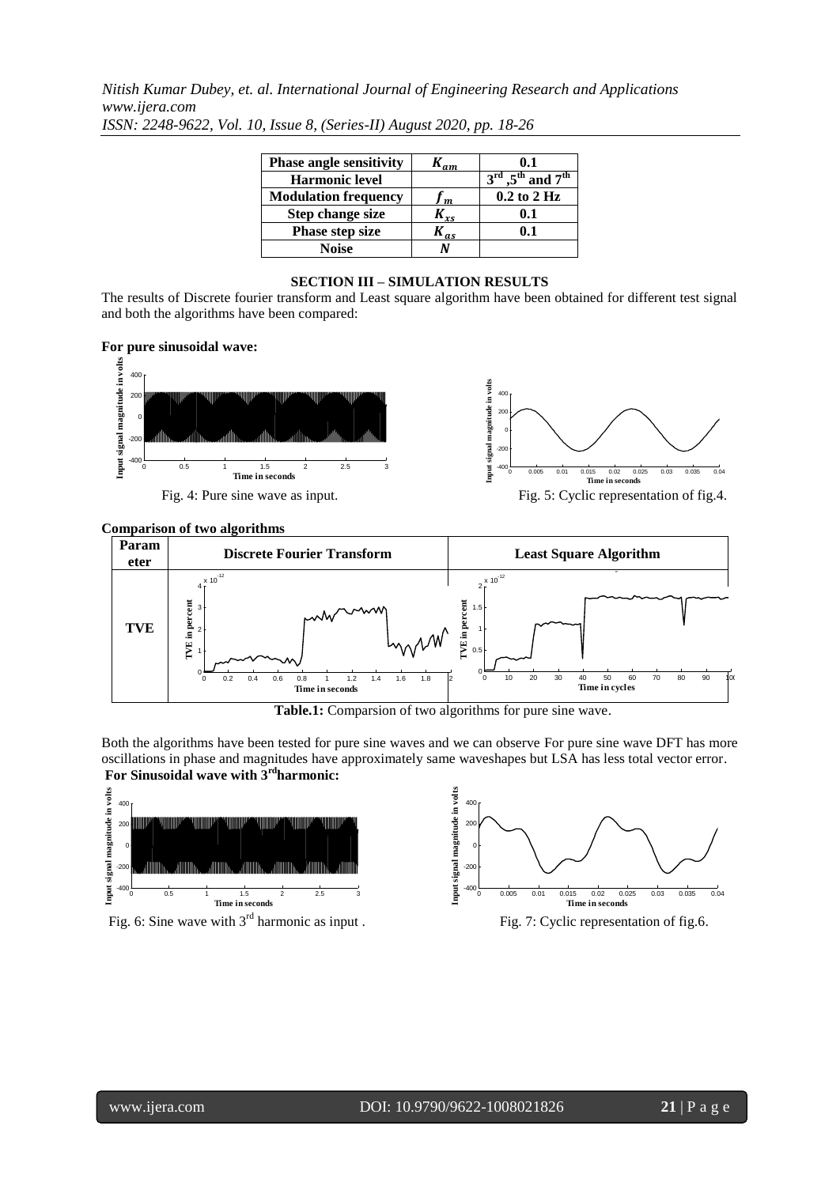| Phase angle sensitivity | $K_{am}$ | 0.1 |
|---|---|---|
| Harmonic level | | $3^{rd}$, $5^{th}$ and $7^{th}$ |
| Modulation frequency | $f_m$ | 0.2 to 2 Hz |
| Step change size | $K_{xs}$ | 0.1 |
| Phase step size | $K_{as}$ | 0.1 |
| Noise | $N$ | |

## SECTION III – SIMULATION RESULTS

The results of Discrete fourier transform and Least square algorithm have been obtained for different test signal and both the algorithms have been compared:

**For pure sinusoidal wave:**

Fig. 4: Pure sine wave as input.

Fig. 5: Cyclic representation of fig.4.

**Comparison of two algorithms**

| Parameter | Discrete Fourier Transform | Least Square Algorithm |
|---|---|---|
| TVE | | |

**Table.1:** Comparsion of two algorithms for pure sine wave.

Both the algorithms have been tested for pure sine waves and we can observe For pure sine wave DFT has more oscillations in phase and magnitudes have approximately same waveshapes but LSA has less total vector error.

**For Sinusoidal wave with $3^{rd}$ harmonic:**

Fig. 6: Sine wave with $3^{rd}$ harmonic as input .

Fig. 7: Cyclic representation of fig.6.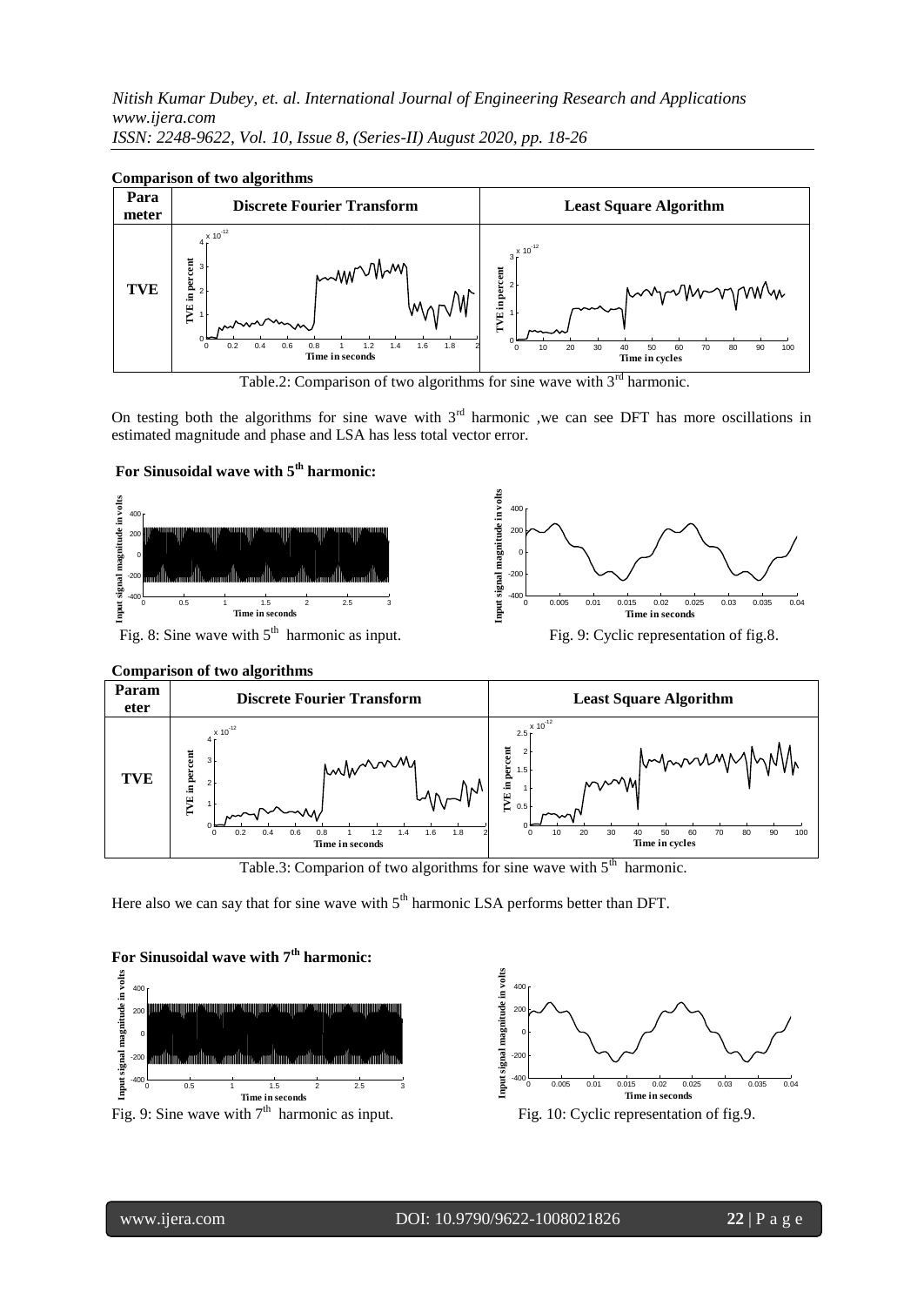**Comparison of two algorithms**

| Parameter | Discrete Fourier Transform | Least Square Algorithm |
|---|---|---|
| TVE | | |

Table.2: Comparison of two algorithms for sine wave with 3[rd] harmonic.

On testing both the algorithms for sine wave with 3[rd] harmonic ,we can see DFT has more oscillations in estimated magnitude and phase and LSA has less total vector error.

### For Sinusoidal wave with 5[th] harmonic:

Fig. 8: Sine wave with 5[th] harmonic as input.

Fig. 9: Cyclic representation of fig.8.

**Comparison of two algorithms**

| Parameter | Discrete Fourier Transform | Least Square Algorithm |
|---|---|---|
| TVE | | |

Table.3: Comparion of two algorithms for sine wave with 5[th] harmonic.

Here also we can say that for sine wave with 5[th] harmonic LSA performs better than DFT.

### For Sinusoidal wave with 7[th] harmonic:

Fig. 9: Sine wave with 7[th] harmonic as input.

Fig. 10: Cyclic representation of fig.9.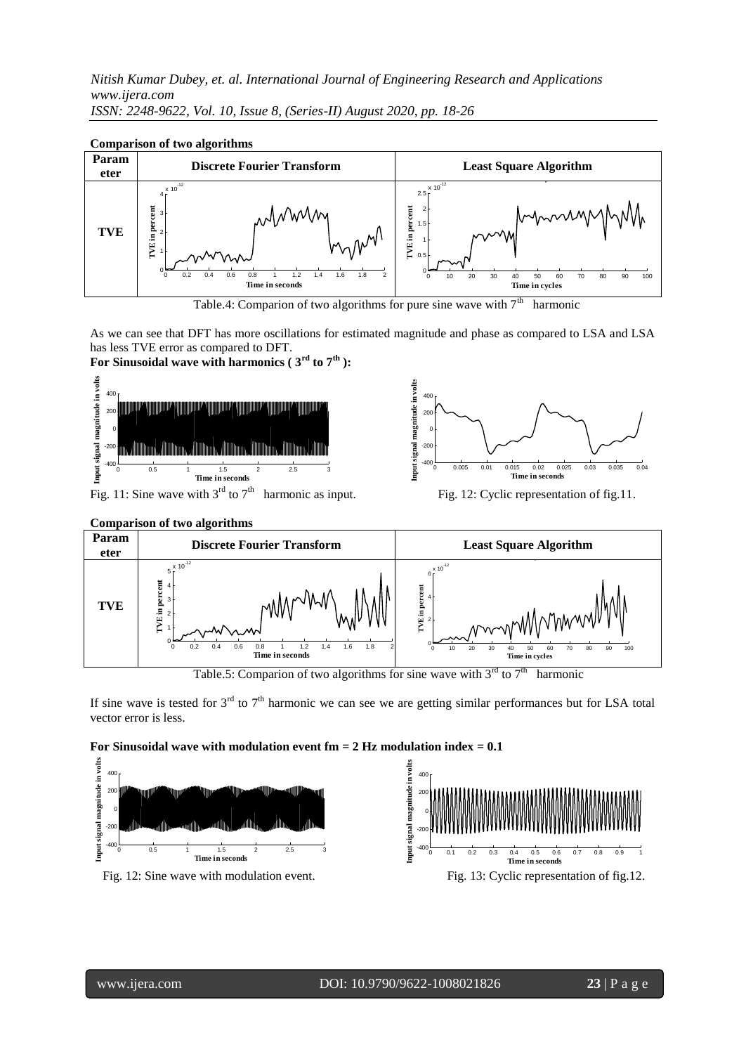**Comparison of two algorithms**

| Parameter | Discrete Fourier Transform | Least Square Algorithm |
|---|---|---|
| TVE | | |

Table.4: Comparion of two algorithms for pure sine wave with $7^{th}$ harmonic

As we can see that DFT has more oscillations for estimated magnitude and phase as compared to LSA and LSA has less TVE error as compared to DFT.

**For Sinusoidal wave with harmonics ( $3^{rd}$ to $7^{th}$ ):**

Fig. 11: Sine wave with $3^{rd}$ to $7^{th}$ harmonic as input.

Fig. 12: Cyclic representation of fig.11.

**Comparison of two algorithms**

| Parameter | Discrete Fourier Transform | Least Square Algorithm |
|---|---|---|
| TVE | | |

Table.5: Comparion of two algorithms for sine wave with $3^{rd}$ to $7^{th}$ harmonic

If sine wave is tested for $3^{rd}$ to $7^{th}$ harmonic we can see we are getting similar performances but for LSA total vector error is less.

**For Sinusoidal wave with modulation event fm = 2 Hz modulation index = 0.1**

Fig. 12: Sine wave with modulation event.

Fig. 13: Cyclic representation of fig.12.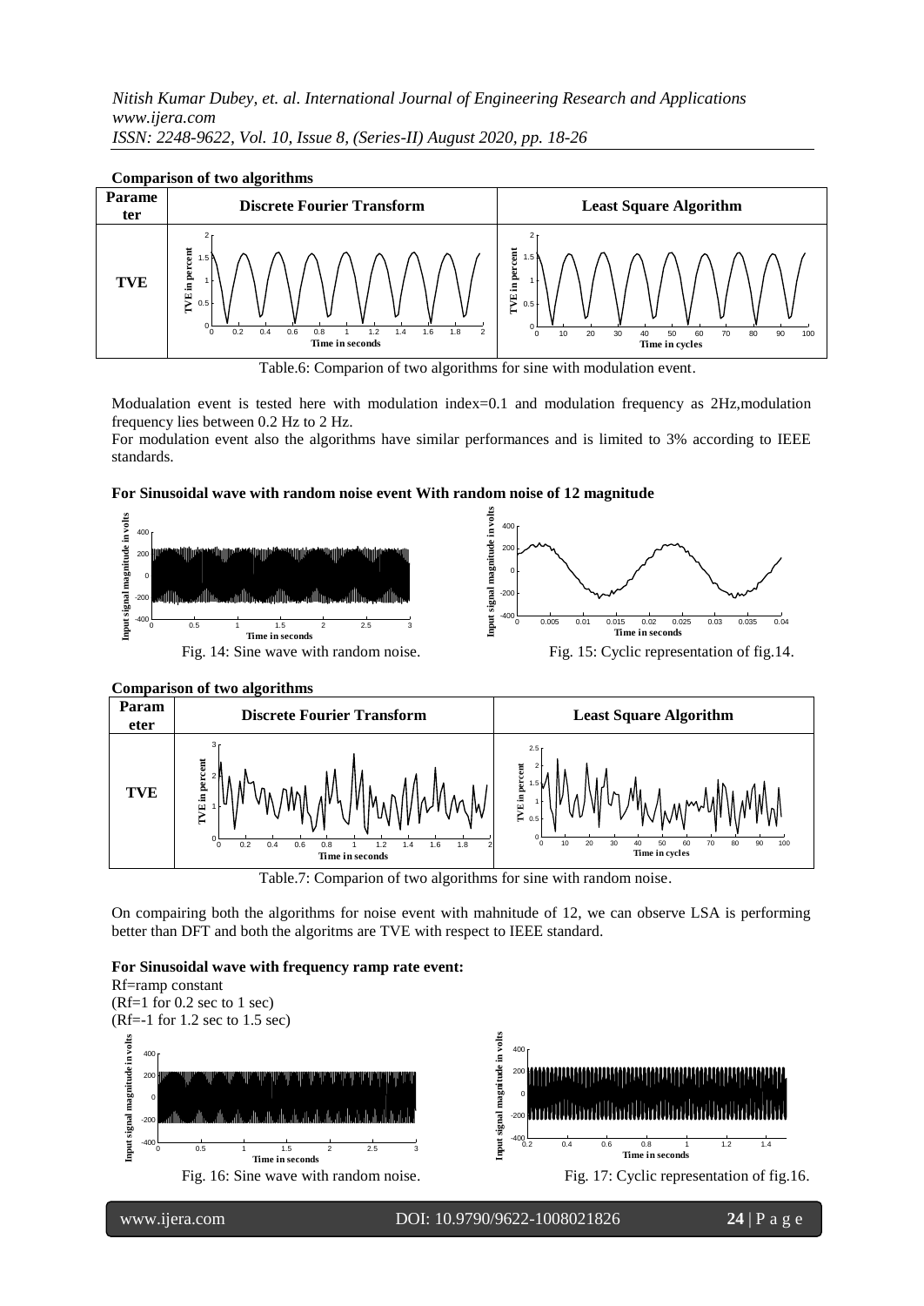**Comparison of two algorithms**

| Parameter | Discrete Fourier Transform | Least Square Algorithm |
|---|---|---|
| TVE | | |

Table.6: Comparion of two algorithms for sine with modulation event.

Modualation event is tested here with modulation index=0.1 and modulation frequency as 2Hz,modulation frequency lies between 0.2 Hz to 2 Hz.

For modulation event also the algorithms have similar performances and is limited to 3% according to IEEE standards.

**For Sinusoidal wave with random noise event With random noise of 12 magnitude**

Fig. 14: Sine wave with random noise.

Fig. 15: Cyclic representation of fig.14.

**Comparison of two algorithms**

| Parameter | Discrete Fourier Transform | Least Square Algorithm |
|---|---|---|
| TVE | | |

Table.7: Comparion of two algorithms for sine with random noise.

On compairing both the algorithms for noise event with mahnitude of 12, we can observe LSA is performing better than DFT and both the algoritms are TVE with respect to IEEE standard.

**For Sinusoidal wave with frequency ramp rate event:**

Rf=ramp constant

(Rf=1 for 0.2 sec to 1 sec)

(Rf=-1 for 1.2 sec to 1.5 sec)

Fig. 16: Sine wave with random noise.

Fig. 17: Cyclic representation of fig.16.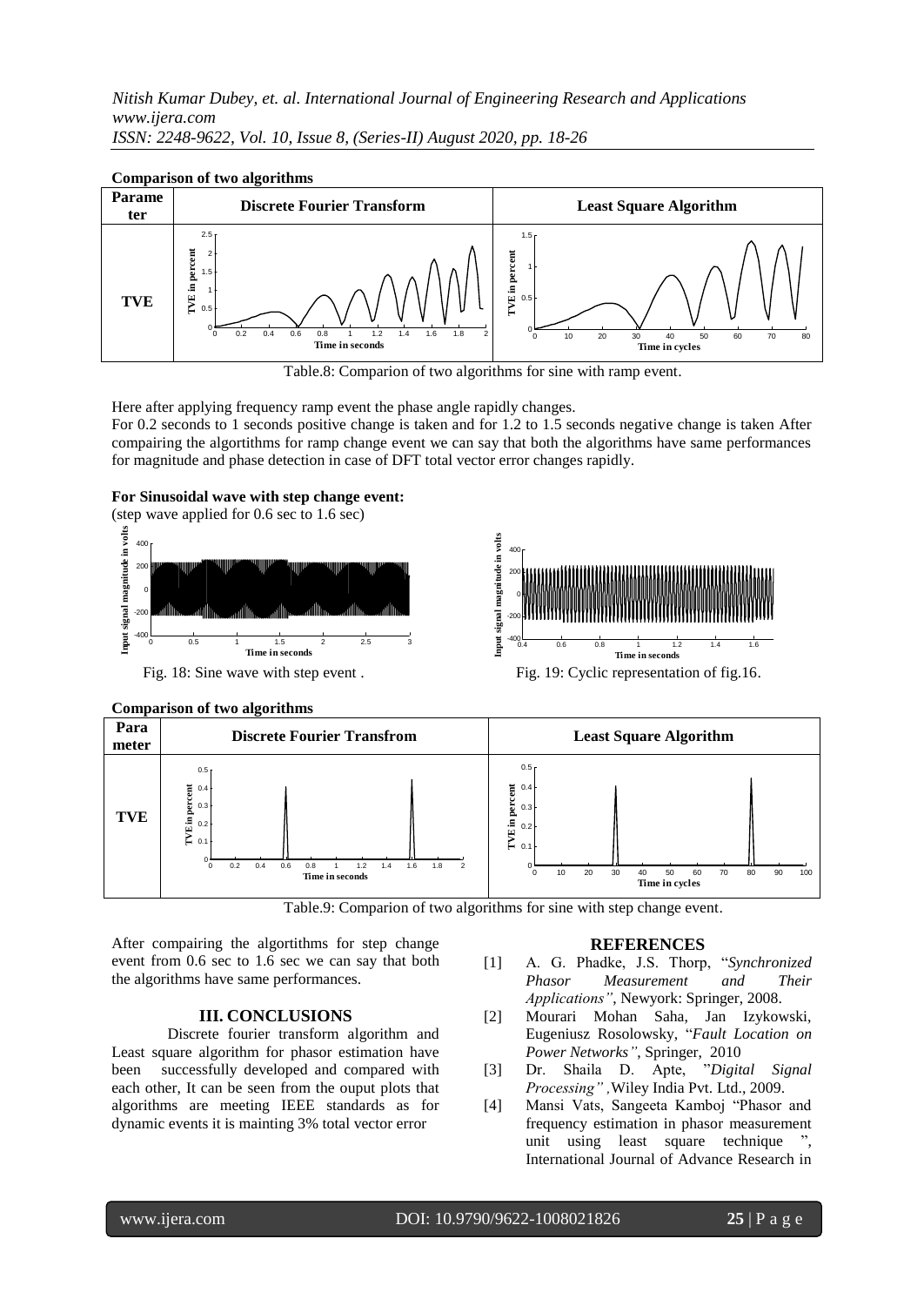**Comparison of two algorithms**

| Parameter | Discrete Fourier Transform | Least Square Algorithm |
|---|---|---|
| TVE | | |

Table.8: Comparion of two algorithms for sine with ramp event.

Here after applying frequency ramp event the phase angle rapidly changes.

For 0.2 seconds to 1 seconds positive change is taken and for 1.2 to 1.5 seconds negative change is taken After compairing the algortithms for ramp change event we can say that both the algorithms have same performances for magnitude and phase detection in case of DFT total vector error changes rapidly.

**For Sinusoidal wave with step change event:**

(step wave applied for 0.6 sec to 1.6 sec)

Fig. 18: Sine wave with step event .

Fig. 19: Cyclic representation of fig.16.

**Comparison of two algorithms**

| Parameter | Discrete Fourier Transfrom | Least Square Algorithm |
|---|---|---|
| TVE | | |

Table.9: Comparion of two algorithms for sine with step change event.

After compairing the algortithms for step change event from 0.6 sec to 1.6 sec we can say that both the algorithms have same performances.

## III. CONCLUSIONS

Discrete fourier transform algorithm and Least square algorithm for phasor estimation have been successfully developed and compared with each other, It can be seen from the ouput plots that algorithms are meeting IEEE standards as for dynamic events it is mainting 3% total vector error

## REFERENCES

[1] A. G. Phadke, J.S. Thorp, "*Synchronized Phasor Measurement and Their Applications"*, Newyork: Springer, 2008.

[2] Mourari Mohan Saha, Jan Izykowski, Eugeniusz Rosolowsky, "*Fault Location on Power Networks"*, Springer, 2010

[3] Dr. Shaila D. Apte, "*Digital Signal Processing"* ,Wiley India Pvt. Ltd., 2009.

[4] Mansi Vats, Sangeeta Kamboj "Phasor and frequency estimation in phasor measurement unit using least square technique ", International Journal of Advance Research in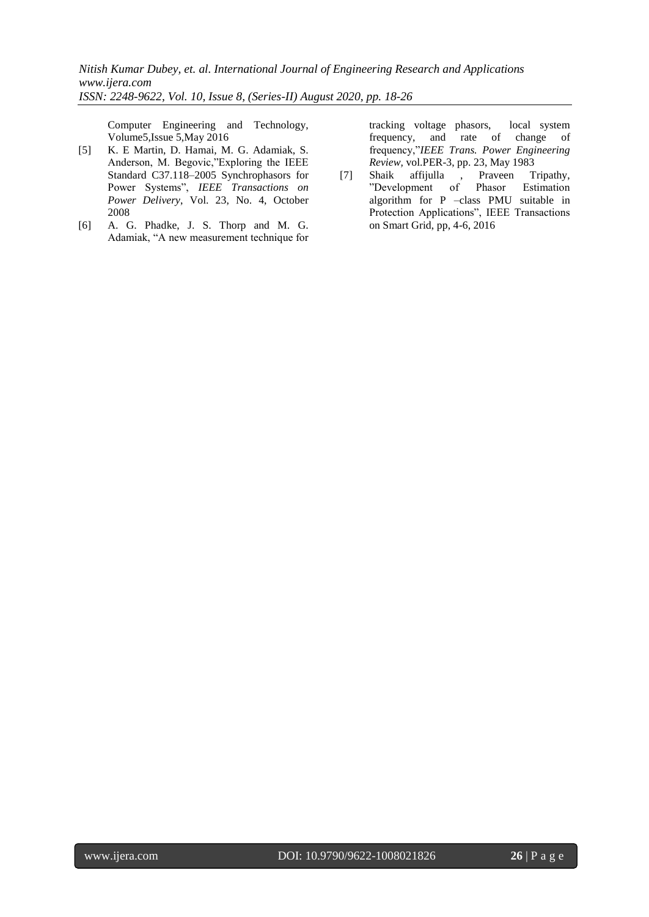Computer Engineering and Technology, Volume5,Issue 5,May 2016

[5] K. E Martin, D. Hamai, M. G. Adamiak, S. Anderson, M. Begovic,"Exploring the IEEE Standard C37.118–2005 Synchrophasors for Power Systems", *IEEE Transactions on Power Delivery*, Vol. 23, No. 4, October 2008

[6] A. G. Phadke, J. S. Thorp and M. G. Adamiak, "A new measurement technique for tracking voltage phasors, local system frequency, and rate of change of frequency,"*IEEE Trans. Power Engineering Review,* vol.PER-3, pp. 23, May 1983

[7] Shaik affijulla , Praveen Tripathy, "Development of Phasor Estimation algorithm for P –class PMU suitable in Protection Applications", IEEE Transactions on Smart Grid, pp, 4-6, 2016